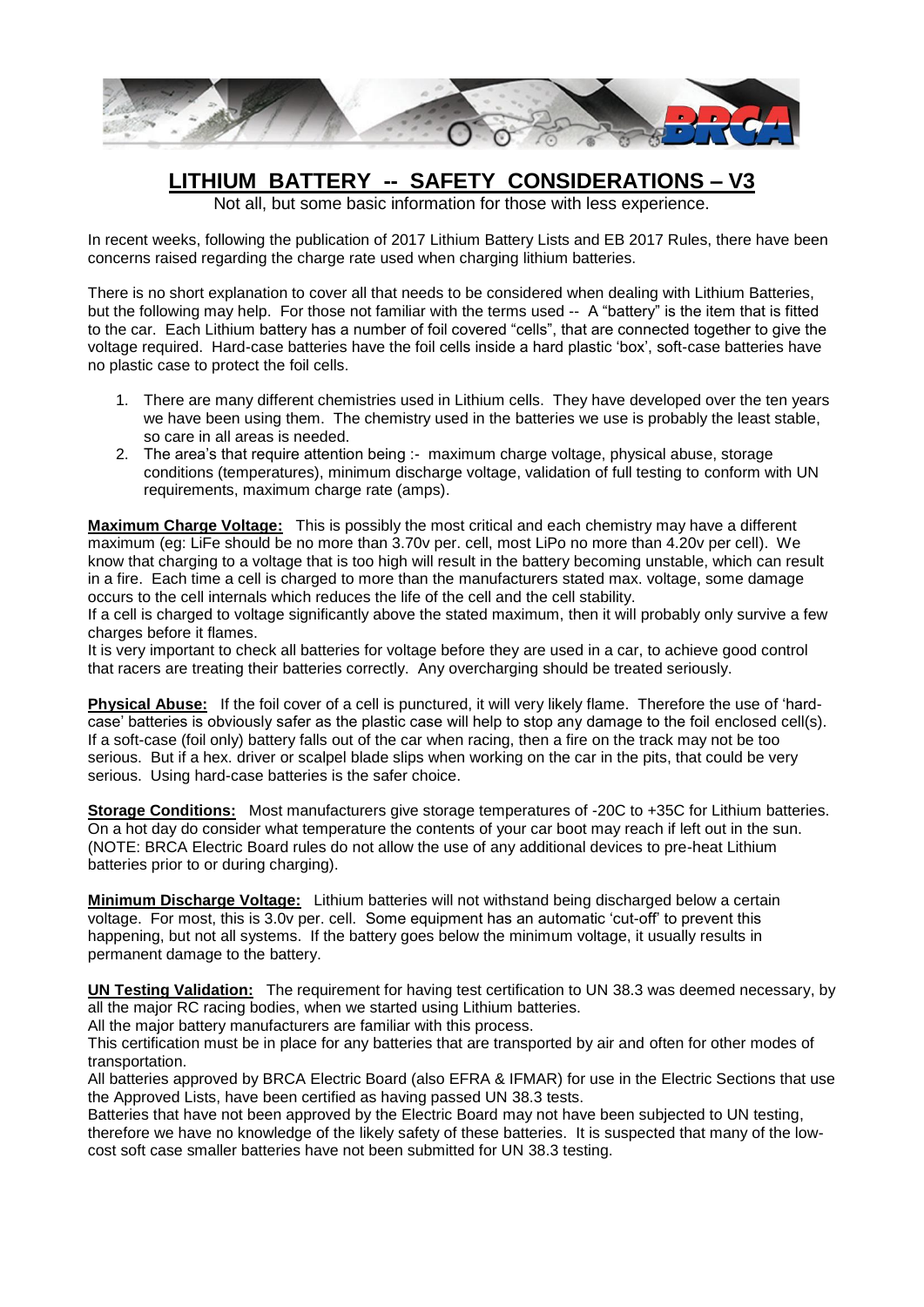# LITHIUM BATTERY -- SAFETY CONSIDERATIONS – V3

Not all, but some basic information for those with less experience.

In recent weeks, following the publication of 2017 Lithium Battery Lists and EB 2017 Rules, there have been concerns raised regarding the charge rate used when charging lithium batteries.

There is no short explanation to cover all that needs to be considered when dealing with Lithium Batteries, but the following may help. For those not familiar with the terms used -- A "battery" is the item that is fitted to the car. Each Lithium battery has a number of foil covered "cells", that are connected together to give the voltage required. Hard-case batteries have the foil cells inside a hard plastic 'box', soft-case batteries have no plastic case to protect the foil cells.

1. There are many different chemistries used in Lithium cells. They have developed over the ten years we have been using them. The chemistry used in the batteries we use is probably the least stable, so care in all areas is needed.
2. The area's that require attention being :- maximum charge voltage, physical abuse, storage conditions (temperatures), minimum discharge voltage, validation of full testing to conform with UN requirements, maximum charge rate (amps).

**Maximum Charge Voltage:** This is possibly the most critical and each chemistry may have a different maximum (eg: LiFe should be no more than 3.70v per. cell, most LiPo no more than 4.20v per cell). We know that charging to a voltage that is too high will result in the battery becoming unstable, which can result in a fire. Each time a cell is charged to more than the manufacturers stated max. voltage, some damage occurs to the cell internals which reduces the life of the cell and the cell stability.
If a cell is charged to voltage significantly above the stated maximum, then it will probably only survive a few charges before it flames.
It is very important to check all batteries for voltage before they are used in a car, to achieve good control that racers are treating their batteries correctly. Any overcharging should be treated seriously.

**Physical Abuse:** If the foil cover of a cell is punctured, it will very likely flame. Therefore the use of 'hard-case' batteries is obviously safer as the plastic case will help to stop any damage to the foil enclosed cell(s). If a soft-case (foil only) battery falls out of the car when racing, then a fire on the track may not be too serious. But if a hex. driver or scalpel blade slips when working on the car in the pits, that could be very serious. Using hard-case batteries is the safer choice.

**Storage Conditions:** Most manufacturers give storage temperatures of -20C to +35C for Lithium batteries. On a hot day do consider what temperature the contents of your car boot may reach if left out in the sun. (NOTE: BRCA Electric Board rules do not allow the use of any additional devices to pre-heat Lithium batteries prior to or during charging).

**Minimum Discharge Voltage:** Lithium batteries will not withstand being discharged below a certain voltage. For most, this is 3.0v per. cell. Some equipment has an automatic 'cut-off' to prevent this happening, but not all systems. If the battery goes below the minimum voltage, it usually results in permanent damage to the battery.

**UN Testing Validation:** The requirement for having test certification to UN 38.3 was deemed necessary, by all the major RC racing bodies, when we started using Lithium batteries.
All the major battery manufacturers are familiar with this process.
This certification must be in place for any batteries that are transported by air and often for other modes of transportation.
All batteries approved by BRCA Electric Board (also EFRA & IFMAR) for use in the Electric Sections that use the Approved Lists, have been certified as having passed UN 38.3 tests.
Batteries that have not been approved by the Electric Board may not have been subjected to UN testing, therefore we have no knowledge of the likely safety of these batteries. It is suspected that many of the low-cost soft case smaller batteries have not been submitted for UN 38.3 testing.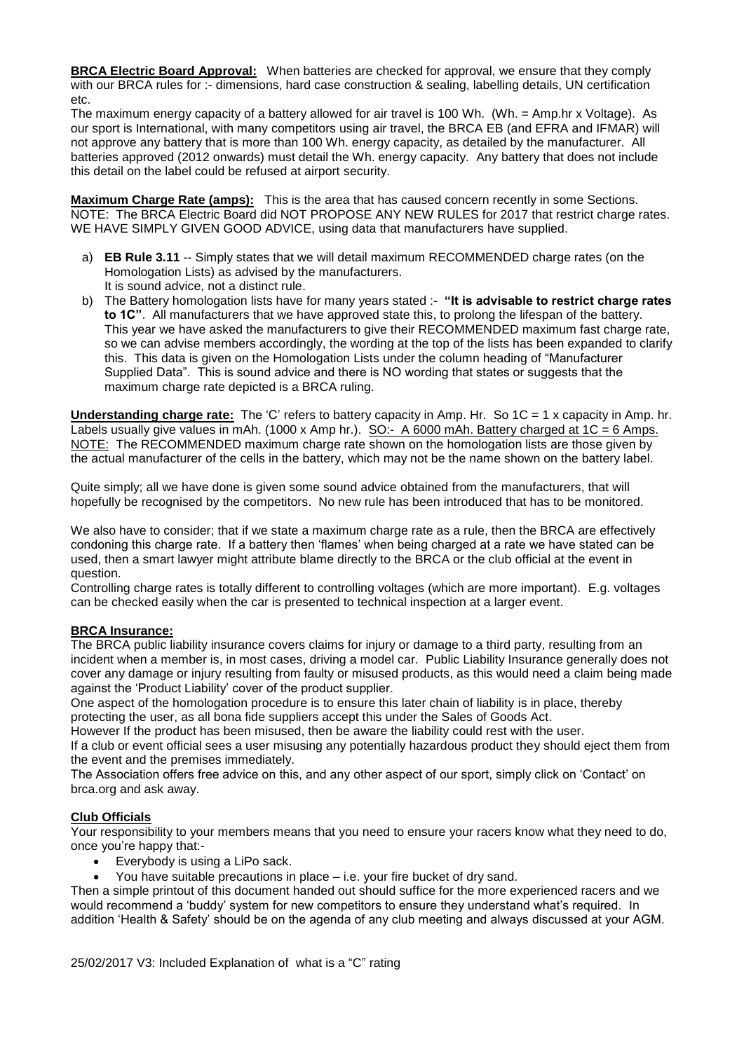**BRCA Electric Board Approval:** When batteries are checked for approval, we ensure that they comply with our BRCA rules for :- dimensions, hard case construction & sealing, labelling details, UN certification etc.

The maximum energy capacity of a battery allowed for air travel is 100 Wh. (Wh. = Amp.hr x Voltage). As our sport is International, with many competitors using air travel, the BRCA EB (and EFRA and IFMAR) will not approve any battery that is more than 100 Wh. energy capacity, as detailed by the manufacturer. All batteries approved (2012 onwards) must detail the Wh. energy capacity. Any battery that does not include this detail on the label could be refused at airport security.

**Maximum Charge Rate (amps):** This is the area that has caused concern recently in some Sections. NOTE: The BRCA Electric Board did NOT PROPOSE ANY NEW RULES for 2017 that restrict charge rates. WE HAVE SIMPLY GIVEN GOOD ADVICE, using data that manufacturers have supplied.

a) **EB Rule 3.11** -- Simply states that we will detail maximum RECOMMENDED charge rates (on the Homologation Lists) as advised by the manufacturers.
   It is sound advice, not a distinct rule.
b) The Battery homologation lists have for many years stated :- **"It is advisable to restrict charge rates to 1C"**. All manufacturers that we have approved state this, to prolong the lifespan of the battery. This year we have asked the manufacturers to give their RECOMMENDED maximum fast charge rate, so we can advise members accordingly, the wording at the top of the lists has been expanded to clarify this. This data is given on the Homologation Lists under the column heading of "Manufacturer Supplied Data". This is sound advice and there is NO wording that states or suggests that the maximum charge rate depicted is a BRCA ruling.

**Understanding charge rate:** The 'C' refers to battery capacity in Amp. Hr. So 1C = 1 x capacity in Amp. hr. Labels usually give values in mAh. (1000 x Amp hr.). SO:- A 6000 mAh. Battery charged at 1C = 6 Amps. NOTE: The RECOMMENDED maximum charge rate shown on the homologation lists are those given by the actual manufacturer of the cells in the battery, which may not be the name shown on the battery label.

Quite simply; all we have done is given some sound advice obtained from the manufacturers, that will hopefully be recognised by the competitors. No new rule has been introduced that has to be monitored.

We also have to consider; that if we state a maximum charge rate as a rule, then the BRCA are effectively condoning this charge rate. If a battery then 'flames' when being charged at a rate we have stated can be used, then a smart lawyer might attribute blame directly to the BRCA or the club official at the event in question.

Controlling charge rates is totally different to controlling voltages (which are more important). E.g. voltages can be checked easily when the car is presented to technical inspection at a larger event.

**BRCA Insurance:**

The BRCA public liability insurance covers claims for injury or damage to a third party, resulting from an incident when a member is, in most cases, driving a model car. Public Liability Insurance generally does not cover any damage or injury resulting from faulty or misused products, as this would need a claim being made against the 'Product Liability' cover of the product supplier.

One aspect of the homologation procedure is to ensure this later chain of liability is in place, thereby protecting the user, as all bona fide suppliers accept this under the Sales of Goods Act.

However If the product has been misused, then be aware the liability could rest with the user.

If a club or event official sees a user misusing any potentially hazardous product they should eject them from the event and the premises immediately.

The Association offers free advice on this, and any other aspect of our sport, simply click on 'Contact' on brca.org and ask away.

**Club Officials**

Your responsibility to your members means that you need to ensure your racers know what they need to do, once you're happy that:-

- Everybody is using a LiPo sack.
- You have suitable precautions in place – i.e. your fire bucket of dry sand.

Then a simple printout of this document handed out should suffice for the more experienced racers and we would recommend a 'buddy' system for new competitors to ensure they understand what's required. In addition 'Health & Safety' should be on the agenda of any club meeting and always discussed at your AGM.

25/02/2017 V3: Included Explanation of what is a "C" rating